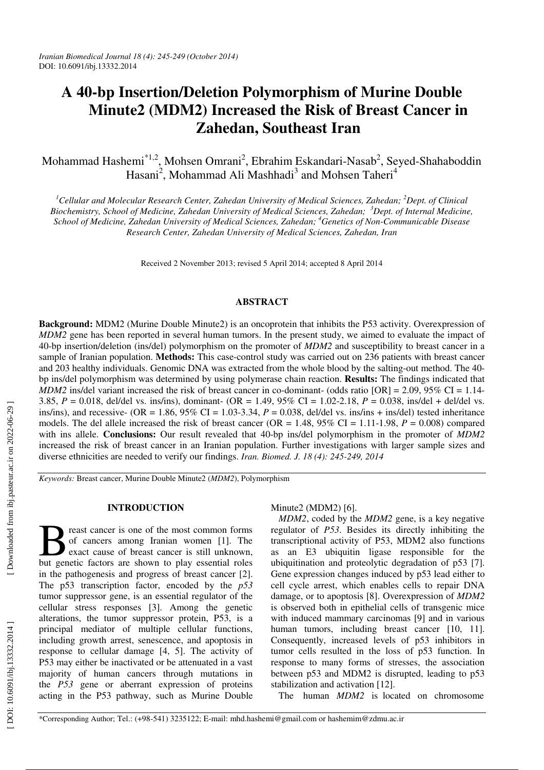# A 40-bp Insertion/Deletion Polymorphism of Murine Double Minute2 (MDM2) Increased the Risk of Breast Cancer in Zahedan, Southeast Iran

Mohammad Hashemi[*1,2], Mohsen Omrani[2], Ebrahim Eskandari-Nasab[2], Seyed-Shahaboddin Hasani[2], Mohammad Ali Mashhadi[3] and Mohsen Taheri[4]

*[1]Cellular and Molecular Research Center, Zahedan University of Medical Sciences, Zahedan; [2]Dept. of Clinical Biochemistry, School of Medicine, Zahedan University of Medical Sciences, Zahedan; [3]Dept. of Internal Medicine, School of Medicine, Zahedan University of Medical Sciences, Zahedan; [4]Genetics of Non-Communicable Disease Research Center, Zahedan University of Medical Sciences, Zahedan, Iran*

Received 2 November 2013; revised 5 April 2014; accepted 8 April 2014

## ABSTRACT

**Background:** MDM2 (Murine Double Minute2) is an oncoprotein that inhibits the P53 activity. Overexpression of *MDM2* gene has been reported in several human tumors. In the present study, we aimed to evaluate the impact of 40-bp insertion/deletion (ins/del) polymorphism on the promoter of *MDM2* and susceptibility to breast cancer in a sample of Iranian population. **Methods:** This case-control study was carried out on 236 patients with breast cancer and 203 healthy individuals. Genomic DNA was extracted from the whole blood by the salting-out method. The 40-bp ins/del polymorphism was determined by using polymerase chain reaction. **Results:** The findings indicated that *MDM2* ins/del variant increased the risk of breast cancer in co-dominant- (odds ratio [OR] = 2.09, 95% CI = 1.14-3.85, $P$ = 0.018, del/del vs. ins/ins), dominant- (OR = 1.49, 95% CI = 1.02-2.18, $P$ = 0.038, ins/del + del/del vs. ins/ins), and recessive- (OR = 1.86, 95% CI = 1.03-3.34, $P$ = 0.038, del/del vs. ins/ins + ins/del) tested inheritance models. The del allele increased the risk of breast cancer (OR = 1.48, 95% CI = 1.11-1.98, $P$ = 0.008) compared with ins allele. **Conclusions:** Our result revealed that 40-bp ins/del polymorphism in the promoter of *MDM2* increased the risk of breast cancer in an Iranian population. Further investigations with larger sample sizes and diverse ethnicities are needed to verify our findings. *Iran. Biomed. J. 18 (4): 245-249, 2014*

*Keywords:* Breast cancer, Murine Double Minute2 (*MDM2*), Polymorphism

## INTRODUCTION

Breast cancer is one of the most common forms of cancers among Iranian women [1]. The exact cause of breast cancer is still unknown, but genetic factors are shown to play essential roles in the pathogenesis and progress of breast cancer [2]. The p53 transcription factor, encoded by the *p53* tumor suppressor gene, is an essential regulator of the cellular stress responses [3]. Among the genetic alterations, the tumor suppressor protein, P53, is a principal mediator of multiple cellular functions, including growth arrest, senescence, and apoptosis in response to cellular damage [4, 5]. The activity of P53 may either be inactivated or be attenuated in a vast majority of human cancers through mutations in the *P53* gene or aberrant expression of proteins acting in the P53 pathway, such as Murine Double Minute2 (MDM2) [6].

*MDM2*, coded by the *MDM2* gene, is a key negative regulator of *P53*. Besides its directly inhibiting the transcriptional activity of P53, MDM2 also functions as an E3 ubiquitin ligase responsible for the ubiquitination and proteolytic degradation of p53 [7]. Gene expression changes induced by p53 lead either to cell cycle arrest, which enables cells to repair DNA damage, or to apoptosis [8]. Overexpression of *MDM2* is observed both in epithelial cells of transgenic mice with induced mammary carcinomas [9] and in various human tumors, including breast cancer [10, 11]. Consequently, increased levels of p53 inhibitors in tumor cells resulted in the loss of p53 function. In response to many forms of stresses, the association between p53 and MDM2 is disrupted, leading to p53 stabilization and activation [12].

The human *MDM2* is located on chromosome

*Corresponding Author; Tel.: (+98-541) 3235122; E-mail: mhd.hashemi@gmail.com or hashemim@zdmu.ac.ir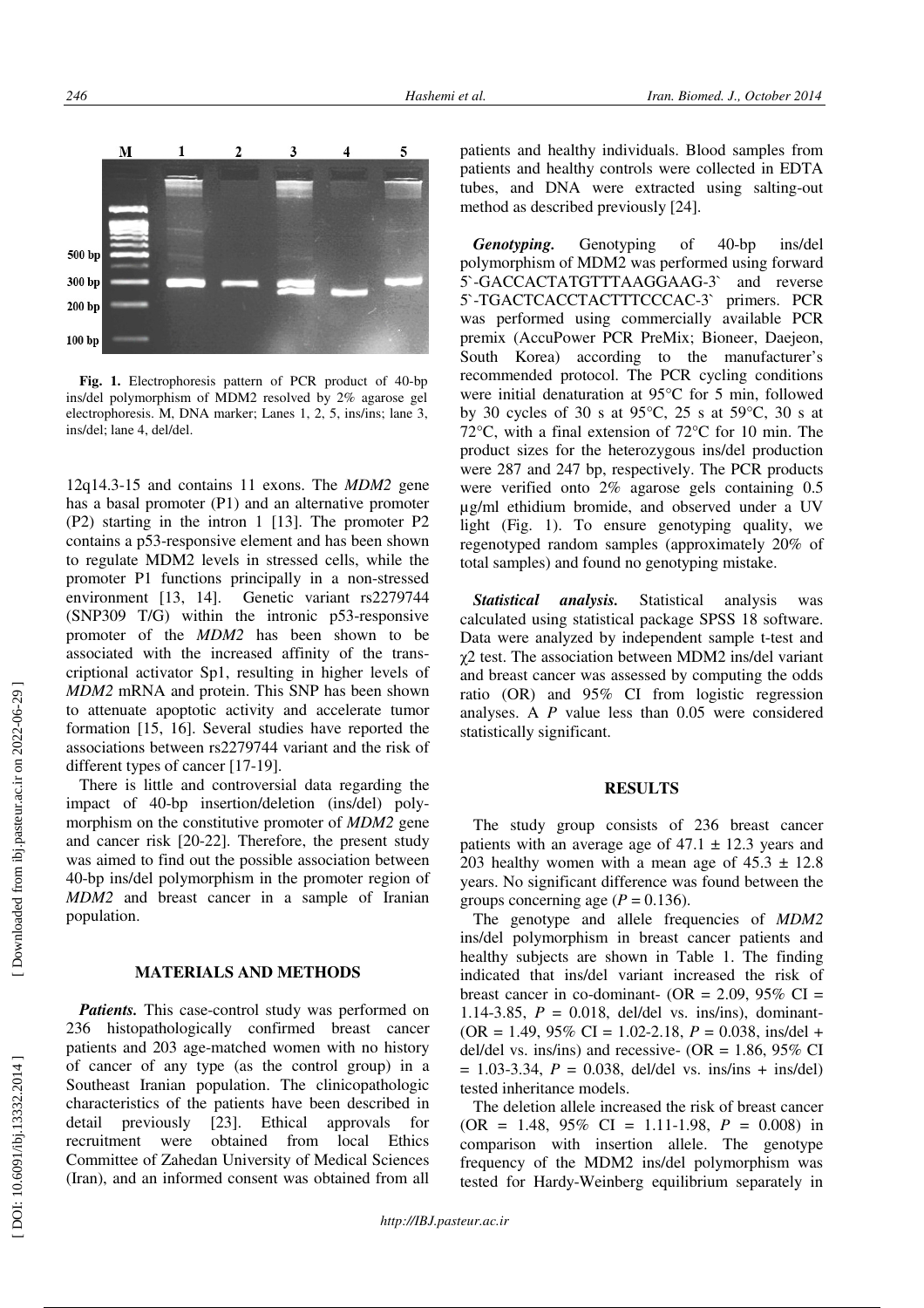**Fig. 1.** Electrophoresis pattern of PCR product of 40-bp ins/del polymorphism of MDM2 resolved by 2% agarose gel electrophoresis. M, DNA marker; Lanes 1, 2, 5, ins/ins; lane 3, ins/del; lane 4, del/del.

12q14.3-15 and contains 11 exons. The *MDM2* gene has a basal promoter (P1) and an alternative promoter (P2) starting in the intron 1 [13]. The promoter P2 contains a p53-responsive element and has been shown to regulate MDM2 levels in stressed cells, while the promoter P1 functions principally in a non-stressed environment [13, 14]. Genetic variant rs2279744 (SNP309 T/G) within the intronic p53-responsive promoter of the *MDM2* has been shown to be associated with the increased affinity of the transcriptional activator Sp1, resulting in higher levels of *MDM2* mRNA and protein. This SNP has been shown to attenuate apoptotic activity and accelerate tumor formation [15, 16]. Several studies have reported the associations between rs2279744 variant and the risk of different types of cancer [17-19].

There is little and controversial data regarding the impact of 40-bp insertion/deletion (ins/del) polymorphism on the constitutive promoter of *MDM2* gene and cancer risk [20-22]. Therefore, the present study was aimed to find out the possible association between 40-bp ins/del polymorphism in the promoter region of *MDM2* and breast cancer in a sample of Iranian population.

## MATERIALS AND METHODS

***Patients.*** This case-control study was performed on 236 histopathologically confirmed breast cancer patients and 203 age-matched women with no history of cancer of any type (as the control group) in a Southeast Iranian population. The clinicopathologic characteristics of the patients have been described in detail previously [23]. Ethical approvals for recruitment were obtained from local Ethics Committee of Zahedan University of Medical Sciences (Iran), and an informed consent was obtained from all patients and healthy individuals. Blood samples from patients and healthy controls were collected in EDTA tubes, and DNA were extracted using salting-out method as described previously [24].

***Genotyping.*** Genotyping of 40-bp ins/del polymorphism of MDM2 was performed using forward 5`-GACCACTATGTTTAAGGAAG-3` and reverse 5`-TGACTCACCTACTTTCCCAC-3` primers. PCR was performed using commercially available PCR premix (AccuPower PCR PreMix; Bioneer, Daejeon, South Korea) according to the manufacturer's recommended protocol. The PCR cycling conditions were initial denaturation at 95°C for 5 min, followed by 30 cycles of 30 s at 95°C, 25 s at 59°C, 30 s at 72°C, with a final extension of 72°C for 10 min. The product sizes for the heterozygous ins/del production were 287 and 247 bp, respectively. The PCR products were verified onto 2% agarose gels containing 0.5 μg/ml ethidium bromide, and observed under a UV light (Fig. 1). To ensure genotyping quality, we regenotyped random samples (approximately 20% of total samples) and found no genotyping mistake.

***Statistical analysis.*** Statistical analysis was calculated using statistical package SPSS 18 software. Data were analyzed by independent sample t-test and $\chi^2$ test. The association between MDM2 ins/del variant and breast cancer was assessed by computing the odds ratio (OR) and 95% CI from logistic regression analyses. A *P* value less than 0.05 were considered statistically significant.

## RESULTS

The study group consists of 236 breast cancer patients with an average age of 47.1 ± 12.3 years and 203 healthy women with a mean age of 45.3 ± 12.8 years. No significant difference was found between the groups concerning age ($P = 0.136$).

The genotype and allele frequencies of *MDM2* ins/del polymorphism in breast cancer patients and healthy subjects are shown in Table 1. The finding indicated that ins/del variant increased the risk of breast cancer in co-dominant- (OR = 2.09, 95% CI = 1.14-3.85, $P = 0.018$, del/del vs. ins/ins), dominant- (OR = 1.49, 95% CI = 1.02-2.18, $P = 0.038$, ins/del + del/del vs. ins/ins) and recessive- (OR = 1.86, 95% CI = 1.03-3.34, $P = 0.038$, del/del vs. ins/ins + ins/del) tested inheritance models.

The deletion allele increased the risk of breast cancer (OR = 1.48, 95% CI = 1.11-1.98, $P = 0.008$) in comparison with insertion allele. The genotype frequency of the MDM2 ins/del polymorphism was tested for Hardy-Weinberg equilibrium separately in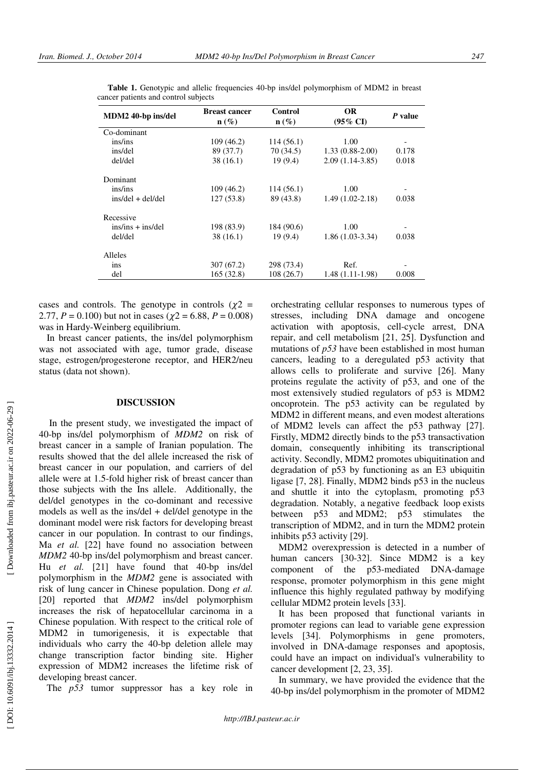**Table 1.** Genotypic and allelic frequencies 40-bp ins/del polymorphism of MDM2 in breast cancer patients and control subjects

| MDM2 40-bp ins/del | Breast cancer n (%) | Control n (%) | OR (95% CI) | *P* value |
|---|---|---|---|---|
| Co-dominant | | | | |
| ins/ins | 109 (46.2) | 114 (56.1) | 1.00 | - |
| ins/del | 89 (37.7) | 70 (34.5) | 1.33 (0.88-2.00) | 0.178 |
| del/del | 38 (16.1) | 19 (9.4) | 2.09 (1.14-3.85) | 0.018 |
| Dominant | | | | |
| ins/ins | 109 (46.2) | 114 (56.1) | 1.00 | - |
| ins/del + del/del | 127 (53.8) | 89 (43.8) | 1.49 (1.02-2.18) | 0.038 |
| Recessive | | | | |
| ins/ins + ins/del | 198 (83.9) | 184 (90.6) | 1.00 | - |
| del/del | 38 (16.1) | 19 (9.4) | 1.86 (1.03-3.34) | 0.038 |
| Alleles | | | | |
| ins | 307 (67.2) | 298 (73.4) | Ref. | - |
| del | 165 (32.8) | 108 (26.7) | 1.48 (1.11-1.98) | 0.008 |

cases and controls. The genotype in controls ($\chi2$ = 2.77, $P$ = 0.100) but not in cases ($\chi2$ = 6.88, $P$ = 0.008) was in Hardy-Weinberg equilibrium.

In breast cancer patients, the ins/del polymorphism was not associated with age, tumor grade, disease stage, estrogen/progesterone receptor, and HER2/neu status (data not shown).

## DISCUSSION

In the present study, we investigated the impact of 40-bp ins/del polymorphism of *MDM2* on risk of breast cancer in a sample of Iranian population. The results showed that the del allele increased the risk of breast cancer in our population, and carriers of del allele were at 1.5-fold higher risk of breast cancer than those subjects with the Ins allele. Additionally, the del/del genotypes in the co-dominant and recessive models as well as the ins/del + del/del genotype in the dominant model were risk factors for developing breast cancer in our population. In contrast to our findings, Ma *et al.* [22] have found no association between *MDM2* 40-bp ins/del polymorphism and breast cancer. Hu *et al.* [21] have found that 40-bp ins/del polymorphism in the *MDM2* gene is associated with risk of lung cancer in Chinese population. Dong *et al.* [20] reported that *MDM2* ins/del polymorphism increases the risk of hepatocellular carcinoma in a Chinese population. With respect to the critical role of MDM2 in tumorigenesis, it is expectable that individuals who carry the 40-bp deletion allele may change transcription factor binding site. Higher expression of MDM2 increases the lifetime risk of developing breast cancer.

The *p53* tumor suppressor has a key role in orchestrating cellular responses to numerous types of stresses, including DNA damage and oncogene activation with apoptosis, cell-cycle arrest, DNA repair, and cell metabolism [21, 25]. Dysfunction and mutations of *p53* have been established in most human cancers, leading to a deregulated p53 activity that allows cells to proliferate and survive [26]. Many proteins regulate the activity of p53, and one of the most extensively studied regulators of p53 is MDM2 oncoprotein. The p53 activity can be regulated by MDM2 in different means, and even modest alterations of MDM2 levels can affect the p53 pathway [27]. Firstly, MDM2 directly binds to the p53 transactivation domain, consequently inhibiting its transcriptional activity. Secondly, MDM2 promotes ubiquitination and degradation of p53 by functioning as an E3 ubiquitin ligase [7, 28]. Finally, MDM2 binds p53 in the nucleus and shuttle it into the cytoplasm, promoting p53 degradation. Notably, a negative feedback loop exists between p53 and MDM2; p53 stimulates the transcription of MDM2, and in turn the MDM2 protein inhibits p53 activity [29].

MDM2 overexpression is detected in a number of human cancers [30-32]. Since MDM2 is a key component of the p53-mediated DNA-damage response, promoter polymorphism in this gene might influence this highly regulated pathway by modifying cellular MDM2 protein levels [33].

It has been proposed that functional variants in promoter regions can lead to variable gene expression levels [34]. Polymorphisms in gene promoters, involved in DNA-damage responses and apoptosis, could have an impact on individual's vulnerability to cancer development [2, 23, 35].

In summary, we have provided the evidence that the 40-bp ins/del polymorphism in the promoter of MDM2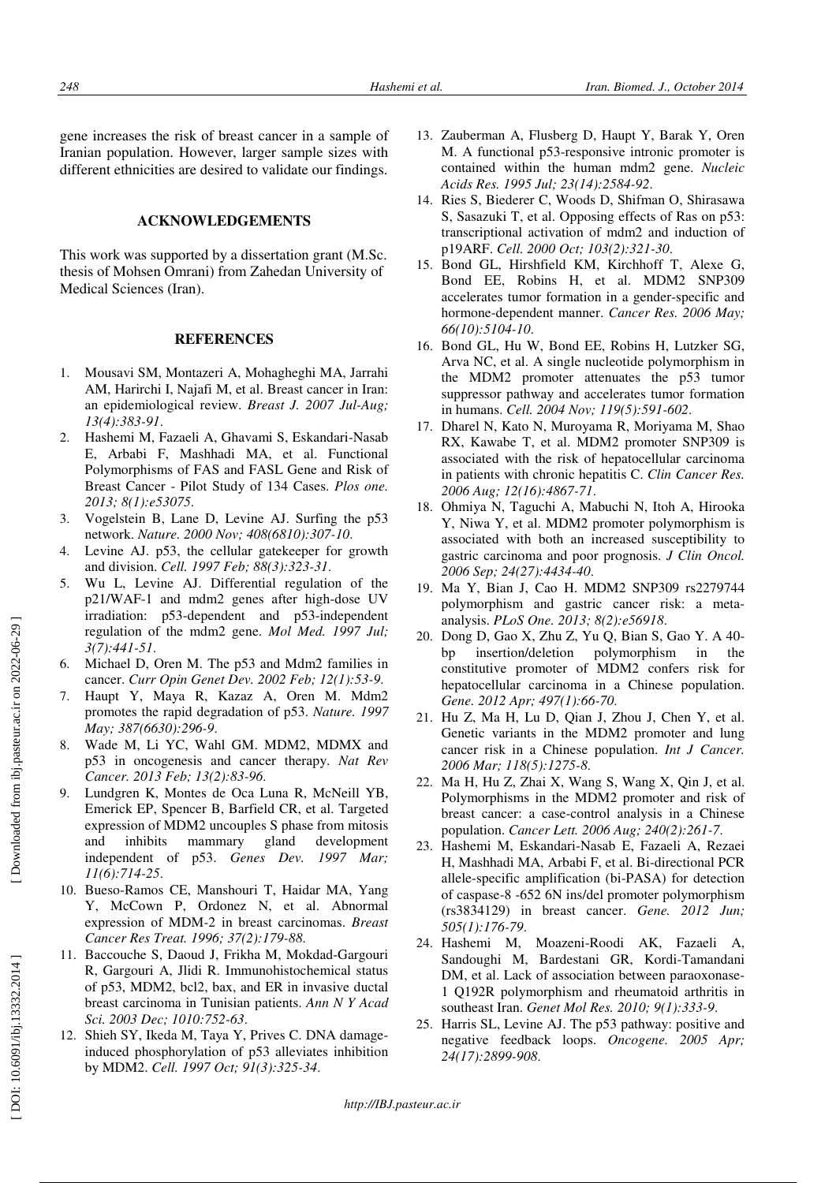gene increases the risk of breast cancer in a sample of Iranian population. However, larger sample sizes with different ethnicities are desired to validate our findings.

## ACKNOWLEDGEMENTS

This work was supported by a dissertation grant (M.Sc. thesis of Mohsen Omrani) from Zahedan University of Medical Sciences (Iran).

## REFERENCES

1. Mousavi SM, Montazeri A, Mohagheghi MA, Jarrahi AM, Harirchi I, Najafi M, et al. Breast cancer in Iran: an epidemiological review. *Breast J. 2007 Jul-Aug; 13(4):383-91.*
2. Hashemi M, Fazaeli A, Ghavami S, Eskandari-Nasab E, Arbabi F, Mashhadi MA, et al. Functional Polymorphisms of FAS and FASL Gene and Risk of Breast Cancer - Pilot Study of 134 Cases. *Plos one. 2013; 8(1):e53075.*
3. Vogelstein B, Lane D, Levine AJ. Surfing the p53 network. *Nature. 2000 Nov; 408(6810):307-10.*
4. Levine AJ. p53, the cellular gatekeeper for growth and division. *Cell. 1997 Feb; 88(3):323-31.*
5. Wu L, Levine AJ. Differential regulation of the p21/WAF-1 and mdm2 genes after high-dose UV irradiation: p53-dependent and p53-independent regulation of the mdm2 gene. *Mol Med. 1997 Jul; 3(7):441-51.*
6. Michael D, Oren M. The p53 and Mdm2 families in cancer. *Curr Opin Genet Dev. 2002 Feb; 12(1):53-9.*
7. Haupt Y, Maya R, Kazaz A, Oren M. Mdm2 promotes the rapid degradation of p53. *Nature. 1997 May; 387(6630):296-9.*
8. Wade M, Li YC, Wahl GM. MDM2, MDMX and p53 in oncogenesis and cancer therapy. *Nat Rev Cancer. 2013 Feb; 13(2):83-96.*
9. Lundgren K, Montes de Oca Luna R, McNeill YB, Emerick EP, Spencer B, Barfield CR, et al. Targeted expression of MDM2 uncouples S phase from mitosis and inhibits mammary gland development independent of p53. *Genes Dev. 1997 Mar; 11(6):714-25.*
10. Bueso-Ramos CE, Manshouri T, Haidar MA, Yang Y, McCown P, Ordonez N, et al. Abnormal expression of MDM-2 in breast carcinomas. *Breast Cancer Res Treat. 1996; 37(2):179-88.*
11. Baccouche S, Daoud J, Frikha M, Mokdad-Gargouri R, Gargouri A, Jlidi R. Immunohistochemical status of p53, MDM2, bcl2, bax, and ER in invasive ductal breast carcinoma in Tunisian patients. *Ann N Y Acad Sci. 2003 Dec; 1010:752-63.*
12. Shieh SY, Ikeda M, Taya Y, Prives C. DNA damage-induced phosphorylation of p53 alleviates inhibition by MDM2. *Cell. 1997 Oct; 91(3):325-34.*
13. Zauberman A, Flusberg D, Haupt Y, Barak Y, Oren M. A functional p53-responsive intronic promoter is contained within the human mdm2 gene. *Nucleic Acids Res. 1995 Jul; 23(14):2584-92.*
14. Ries S, Biederer C, Woods D, Shifman O, Shirasawa S, Sasazuki T, et al. Opposing effects of Ras on p53: transcriptional activation of mdm2 and induction of p19ARF. *Cell. 2000 Oct; 103(2):321-30.*
15. Bond GL, Hirshfield KM, Kirchhoff T, Alexe G, Bond EE, Robins H, et al. MDM2 SNP309 accelerates tumor formation in a gender-specific and hormone-dependent manner. *Cancer Res. 2006 May; 66(10):5104-10.*
16. Bond GL, Hu W, Bond EE, Robins H, Lutzker SG, Arva NC, et al. A single nucleotide polymorphism in the MDM2 promoter attenuates the p53 tumor suppressor pathway and accelerates tumor formation in humans. *Cell. 2004 Nov; 119(5):591-602.*
17. Dharel N, Kato N, Muroyama R, Moriyama M, Shao RX, Kawabe T, et al. MDM2 promoter SNP309 is associated with the risk of hepatocellular carcinoma in patients with chronic hepatitis C. *Clin Cancer Res. 2006 Aug; 12(16):4867-71.*
18. Ohmiya N, Taguchi A, Mabuchi N, Itoh A, Hirooka Y, Niwa Y, et al. MDM2 promoter polymorphism is associated with both an increased susceptibility to gastric carcinoma and poor prognosis. *J Clin Oncol. 2006 Sep; 24(27):4434-40.*
19. Ma Y, Bian J, Cao H. MDM2 SNP309 rs2279744 polymorphism and gastric cancer risk: a meta-analysis. *PLoS One. 2013; 8(2):e56918.*
20. Dong D, Gao X, Zhu Z, Yu Q, Bian S, Gao Y. A 40-bp insertion/deletion polymorphism in the constitutive promoter of MDM2 confers risk for hepatocellular carcinoma in a Chinese population. *Gene. 2012 Apr; 497(1):66-70.*
21. Hu Z, Ma H, Lu D, Qian J, Zhou J, Chen Y, et al. Genetic variants in the MDM2 promoter and lung cancer risk in a Chinese population. *Int J Cancer. 2006 Mar; 118(5):1275-8.*
22. Ma H, Hu Z, Zhai X, Wang S, Wang X, Qin J, et al. Polymorphisms in the MDM2 promoter and risk of breast cancer: a case-control analysis in a Chinese population. *Cancer Lett. 2006 Aug; 240(2):261-7.*
23. Hashemi M, Eskandari-Nasab E, Fazaeli A, Rezaei H, Mashhadi MA, Arbabi F, et al. Bi-directional PCR allele-specific amplification (bi-PASA) for detection of caspase-8 -652 6N ins/del promoter polymorphism (rs3834129) in breast cancer. *Gene. 2012 Jun; 505(1):176-79.*
24. Hashemi M, Moazeni-Roodi AK, Fazaeli A, Sandoughi M, Bardestani GR, Kordi-Tamandani DM, et al. Lack of association between paraoxonase-1 Q192R polymorphism and rheumatoid arthritis in southeast Iran. *Genet Mol Res. 2010; 9(1):333-9.*
25. Harris SL, Levine AJ. The p53 pathway: positive and negative feedback loops. *Oncogene. 2005 Apr; 24(17):2899-908.*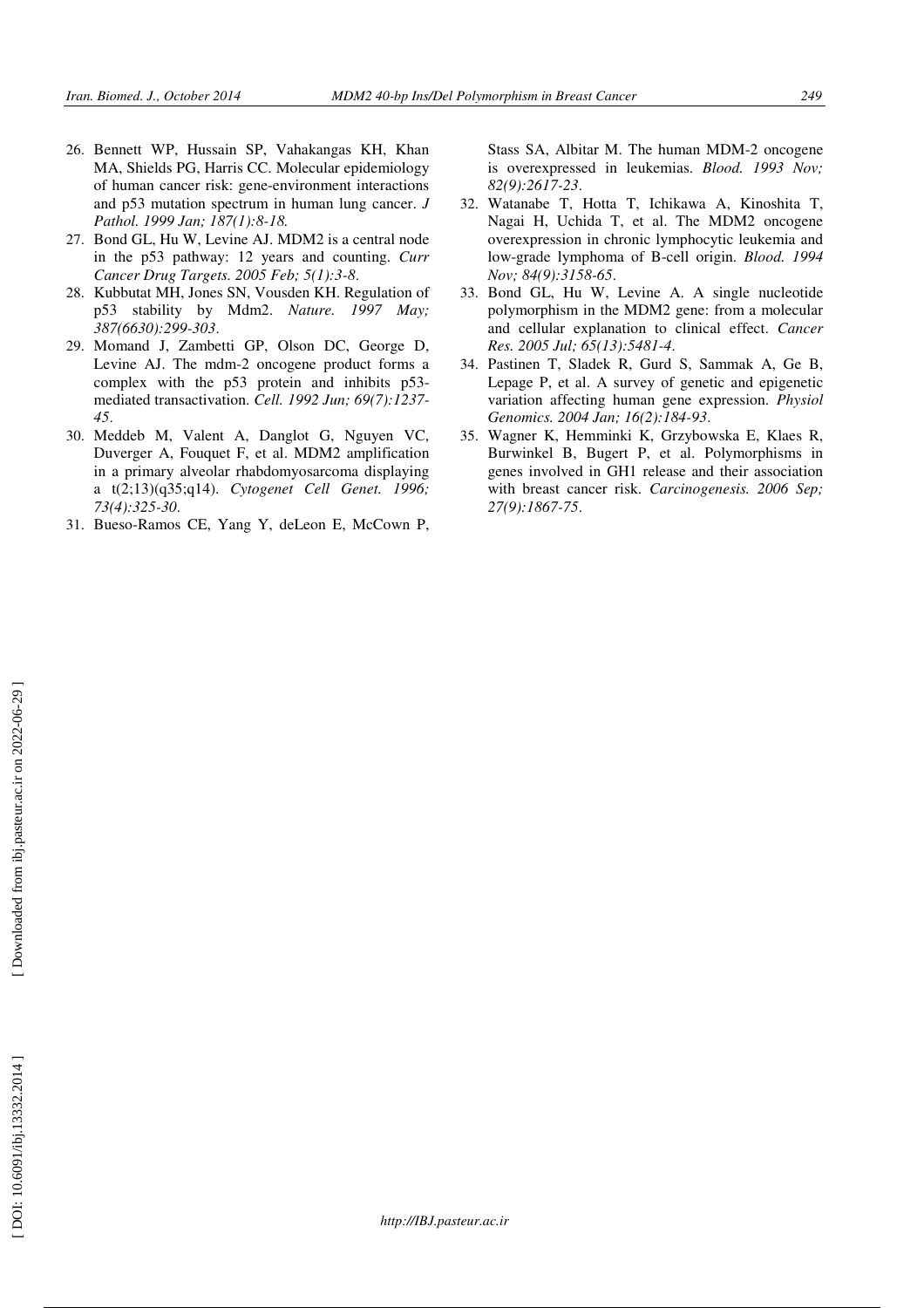26. Bennett WP, Hussain SP, Vahakangas KH, Khan MA, Shields PG, Harris CC. Molecular epidemiology of human cancer risk: gene-environment interactions and p53 mutation spectrum in human lung cancer. *J Pathol. 1999 Jan; 187(1):8-18.*
27. Bond GL, Hu W, Levine AJ. MDM2 is a central node in the p53 pathway: 12 years and counting. *Curr Cancer Drug Targets. 2005 Feb; 5(1):3-8.*
28. Kubbutat MH, Jones SN, Vousden KH. Regulation of p53 stability by Mdm2. *Nature. 1997 May; 387(6630):299-303.*
29. Momand J, Zambetti GP, Olson DC, George D, Levine AJ. The mdm-2 oncogene product forms a complex with the p53 protein and inhibits p53-mediated transactivation. *Cell. 1992 Jun; 69(7):1237-45.*
30. Meddeb M, Valent A, Danglot G, Nguyen VC, Duverger A, Fouquet F, et al. MDM2 amplification in a primary alveolar rhabdomyosarcoma displaying a t(2;13)(q35;q14). *Cytogenet Cell Genet. 1996; 73(4):325-30.*
31. Bueso-Ramos CE, Yang Y, deLeon E, McCown P, Stass SA, Albitar M. The human MDM-2 oncogene is overexpressed in leukemias. *Blood. 1993 Nov; 82(9):2617-23.*
32. Watanabe T, Hotta T, Ichikawa A, Kinoshita T, Nagai H, Uchida T, et al. The MDM2 oncogene overexpression in chronic lymphocytic leukemia and low-grade lymphoma of B-cell origin. *Blood. 1994 Nov; 84(9):3158-65.*
33. Bond GL, Hu W, Levine A. A single nucleotide polymorphism in the MDM2 gene: from a molecular and cellular explanation to clinical effect. *Cancer Res. 2005 Jul; 65(13):5481-4.*
34. Pastinen T, Sladek R, Gurd S, Sammak A, Ge B, Lepage P, et al. A survey of genetic and epigenetic variation affecting human gene expression. *Physiol Genomics. 2004 Jan; 16(2):184-93.*
35. Wagner K, Hemminki K, Grzybowska E, Klaes R, Burwinkel B, Bugert P, et al. Polymorphisms in genes involved in GH1 release and their association with breast cancer risk. *Carcinogenesis. 2006 Sep; 27(9):1867-75.*